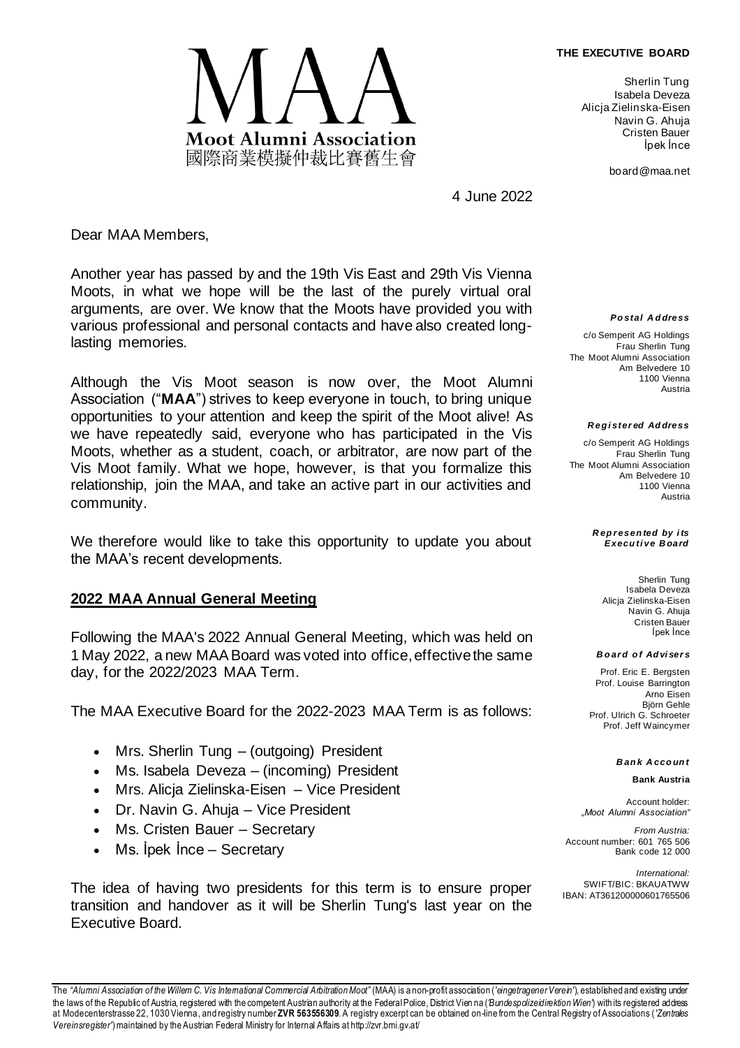# MAA

**Moot Alumni Association**
國際商業模擬仲裁比賽舊生會

**THE EXECUTIVE BOARD**

Sherlin Tung
Isabela Deveza
Alicja Zielinska-Eisen
Navin G. Ahuja
Cristen Bauer
İpek İnce

board@maa.net

4 June 2022

Dear MAA Members,

Another year has passed by and the 19th Vis East and 29th Vis Vienna Moots, in what we hope will be the last of the purely virtual oral arguments, are over. We know that the Moots have provided you with various professional and personal contacts and have also created long-lasting memories.

Although the Vis Moot season is now over, the Moot Alumni Association ("**MAA**") strives to keep everyone in touch, to bring unique opportunities to your attention and keep the spirit of the Moot alive! As we have repeatedly said, everyone who has participated in the Vis Moots, whether as a student, coach, or arbitrator, are now part of the Vis Moot family. What we hope, however, is that you formalize this relationship, join the MAA, and take an active part in our activities and community.

We therefore would like to take this opportunity to update you about the MAA's recent developments.

## 2022 MAA Annual General Meeting

Following the MAA's 2022 Annual General Meeting, which was held on 1 May 2022, a new MAA Board was voted into office, effective the same day, for the 2022/2023 MAA Term.

The MAA Executive Board for the 2022-2023 MAA Term is as follows:

- Mrs. Sherlin Tung – (outgoing) President
- Ms. Isabela Deveza – (incoming) President
- Mrs. Alicja Zielinska-Eisen – Vice President
- Dr. Navin G. Ahuja – Vice President
- Ms. Cristen Bauer – Secretary
- Ms. İpek İnce – Secretary

The idea of having two presidents for this term is to ensure proper transition and handover as it will be Sherlin Tung's last year on the Executive Board.

***Postal Address***

c/o Semperit AG Holdings
Frau Sherlin Tung
The Moot Alumni Association
Am Belvedere 10
1100 Vienna
Austria

***Registered Address***

c/o Semperit AG Holdings
Frau Sherlin Tung
The Moot Alumni Association
Am Belvedere 10
1100 Vienna
Austria

***Represented by its Executive Board***

Sherlin Tung
Isabela Deveza
Alicja Zielinska-Eisen
Navin G. Ahuja
Cristen Bauer
İpek İnce

***Board of Advisers***

Prof. Eric E. Bergsten
Prof. Louise Barrington
Arno Eisen
Björn Gehle
Prof. Ulrich G. Schroeter
Prof. Jeff Waincymer

***Bank Account***

**Bank Austria**

Account holder:
*„Moot Alumni Association"*

*From Austria:*
Account number: 601 765 506
Bank code 12 000

*International:*
SWIFT/BIC: BKAUATWW
IBAN: AT361200000601765506

The *"Alumni Association of the Willem C. Vis International Commercial Arbitration Moot"* (MAA) is a non-profit association (*'eingetragener Verein'*), established and existing under the laws of the Republic of Austria, registered with the competent Austrian authority at the Federal Police, District Vienna (*'Bundespolizeidirektion Wien'*) with its registered address at Modecenterstrasse 22, 1030 Vienna, and registry number **ZVR 563556309**. A registry excerpt can be obtained on-line from the Central Registry of Associations (*'Zentrales Vereinsregister'*) maintained by the Austrian Federal Ministry for Internal Affairs at http://zvr.bmi.gv.at/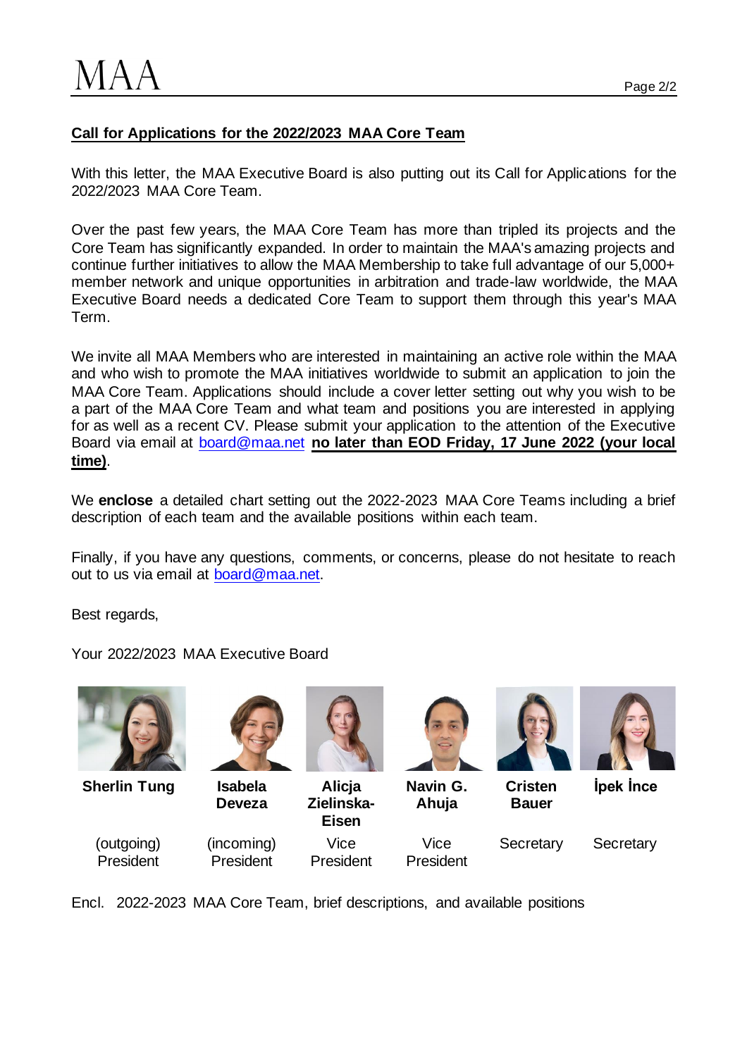**Call for Applications for the 2022/2023 MAA Core Team**

With this letter, the MAA Executive Board is also putting out its Call for Applications for the 2022/2023 MAA Core Team.

Over the past few years, the MAA Core Team has more than tripled its projects and the Core Team has significantly expanded. In order to maintain the MAA's amazing projects and continue further initiatives to allow the MAA Membership to take full advantage of our 5,000+ member network and unique opportunities in arbitration and trade-law worldwide, the MAA Executive Board needs a dedicated Core Team to support them through this year's MAA Term.

We invite all MAA Members who are interested in maintaining an active role within the MAA and who wish to promote the MAA initiatives worldwide to submit an application to join the MAA Core Team. Applications should include a cover letter setting out why you wish to be a part of the MAA Core Team and what team and positions you are interested in applying for as well as a recent CV. Please submit your application to the attention of the Executive Board via email at board@maa.net **no later than EOD Friday, 17 June 2022 (your local time)**.

We **enclose** a detailed chart setting out the 2022-2023 MAA Core Teams including a brief description of each team and the available positions within each team.

Finally, if you have any questions, comments, or concerns, please do not hesitate to reach out to us via email at board@maa.net.

Best regards,

Your 2022/2023 MAA Executive Board

| | | | | | |
|---|---|---|---|---|---|
| **Sherlin Tung** | **Isabela Deveza** | **Alicja Zielinska-Eisen** | **Navin G. Ahuja** | **Cristen Bauer** | **İpek İnce** |
| (outgoing) President | (incoming) President | Vice President | Vice President | Secretary | Secretary |

Encl. 2022-2023 MAA Core Team, brief descriptions, and available positions